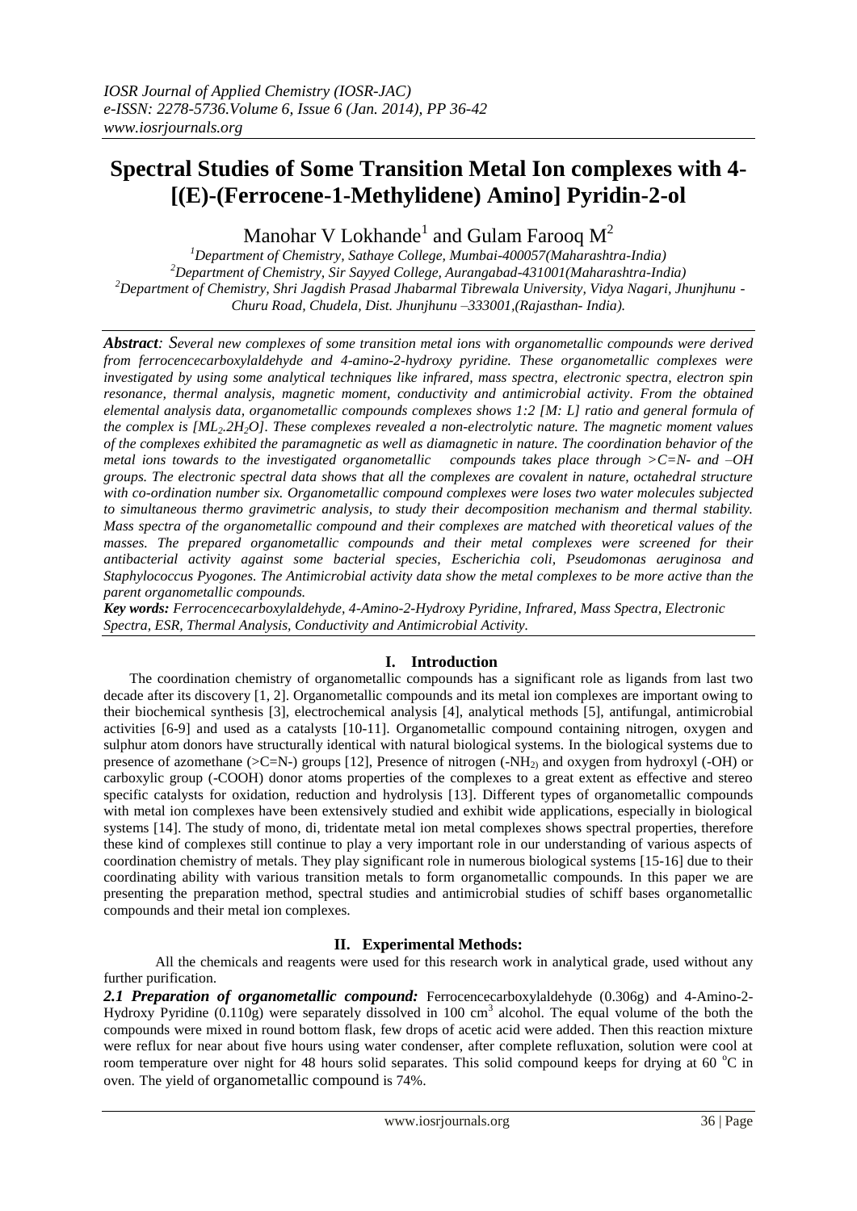# Spectral Studies of Some Transition Metal Ion complexes with 4-[(E)-(Ferrocene-1-Methylidene) Amino] Pyridin-2-ol

Manohar V Lokhande[1] and Gulam Farooq M[2]

[1]Department of Chemistry, Sathaye College, Mumbai-400057(Maharashtra-India)
[2]Department of Chemistry, Sir Sayyed College, Aurangabad-431001(Maharashtra-India)
[2]Department of Chemistry, Shri Jagdish Prasad Jhabarmal Tibrewala University, Vidya Nagari, Jhunjhunu - Churu Road, Chudela, Dist. Jhunjhunu –333001,(Rajasthan- India).

***Abstract:*** *Several new complexes of some transition metal ions with organometallic compounds were derived from ferrocencecarboxylaldehyde and 4-amino-2-hydroxy pyridine. These organometallic complexes were investigated by using some analytical techniques like infrared, mass spectra, electronic spectra, electron spin resonance, thermal analysis, magnetic moment, conductivity and antimicrobial activity. From the obtained elemental analysis data, organometallic compounds complexes shows 1:2 [M: L] ratio and general formula of the complex is [$ML_2.2H_2O$]. These complexes revealed a non-electrolytic nature. The magnetic moment values of the complexes exhibited the paramagnetic as well as diamagnetic in nature. The coordination behavior of the metal ions towards to the investigated organometallic compounds takes place through >C=N- and –OH groups. The electronic spectral data shows that all the complexes are covalent in nature, octahedral structure with co-ordination number six. Organometallic compound complexes were loses two water molecules subjected to simultaneous thermo gravimetric analysis, to study their decomposition mechanism and thermal stability. Mass spectra of the organometallic compound and their complexes are matched with theoretical values of the masses. The prepared organometallic compounds and their metal complexes were screened for their antibacterial activity against some bacterial species, Escherichia coli, Pseudomonas aeruginosa and Staphylococcus Pyogones. The Antimicrobial activity data show the metal complexes to be more active than the parent organometallic compounds.*

***Key words:*** *Ferrocencecarboxylaldehyde, 4-Amino-2-Hydroxy Pyridine, Infrared, Mass Spectra, Electronic Spectra, ESR, Thermal Analysis, Conductivity and Antimicrobial Activity.*

## I. Introduction

The coordination chemistry of organometallic compounds has a significant role as ligands from last two decade after its discovery [1, 2]. Organometallic compounds and its metal ion complexes are important owing to their biochemical synthesis [3], electrochemical analysis [4], analytical methods [5], antifungal, antimicrobial activities [6-9] and used as a catalysts [10-11]. Organometallic compound containing nitrogen, oxygen and sulphur atom donors have structurally identical with natural biological systems. In the biological systems due to presence of azomethane (>C=N-) groups [12], Presence of nitrogen ($-NH_2$) and oxygen from hydroxyl (-OH) or carboxylic group (-COOH) donor atoms properties of the complexes to a great extent as effective and stereo specific catalysts for oxidation, reduction and hydrolysis [13]. Different types of organometallic compounds with metal ion complexes have been extensively studied and exhibit wide applications, especially in biological systems [14]. The study of mono, di, tridentate metal ion metal complexes shows spectral properties, therefore these kind of complexes still continue to play a very important role in our understanding of various aspects of coordination chemistry of metals. They play significant role in numerous biological systems [15-16] due to their coordinating ability with various transition metals to form organometallic compounds. In this paper we are presenting the preparation method, spectral studies and antimicrobial studies of schiff bases organometallic compounds and their metal ion complexes.

## II. Experimental Methods:

All the chemicals and reagents were used for this research work in analytical grade, used without any further purification.

***2.1 Preparation of organometallic compound:*** Ferrocencecarboxylaldehyde (0.306g) and 4-Amino-2-Hydroxy Pyridine (0.110g) were separately dissolved in 100 $cm^3$ alcohol. The equal volume of the both the compounds were mixed in round bottom flask, few drops of acetic acid were added. Then this reaction mixture were reflux for near about five hours using water condenser, after complete refluxation, solution were cool at room temperature over night for 48 hours solid separates. This solid compound keeps for drying at 60 $^oC$ in oven. The yield of organometallic compound is 74%.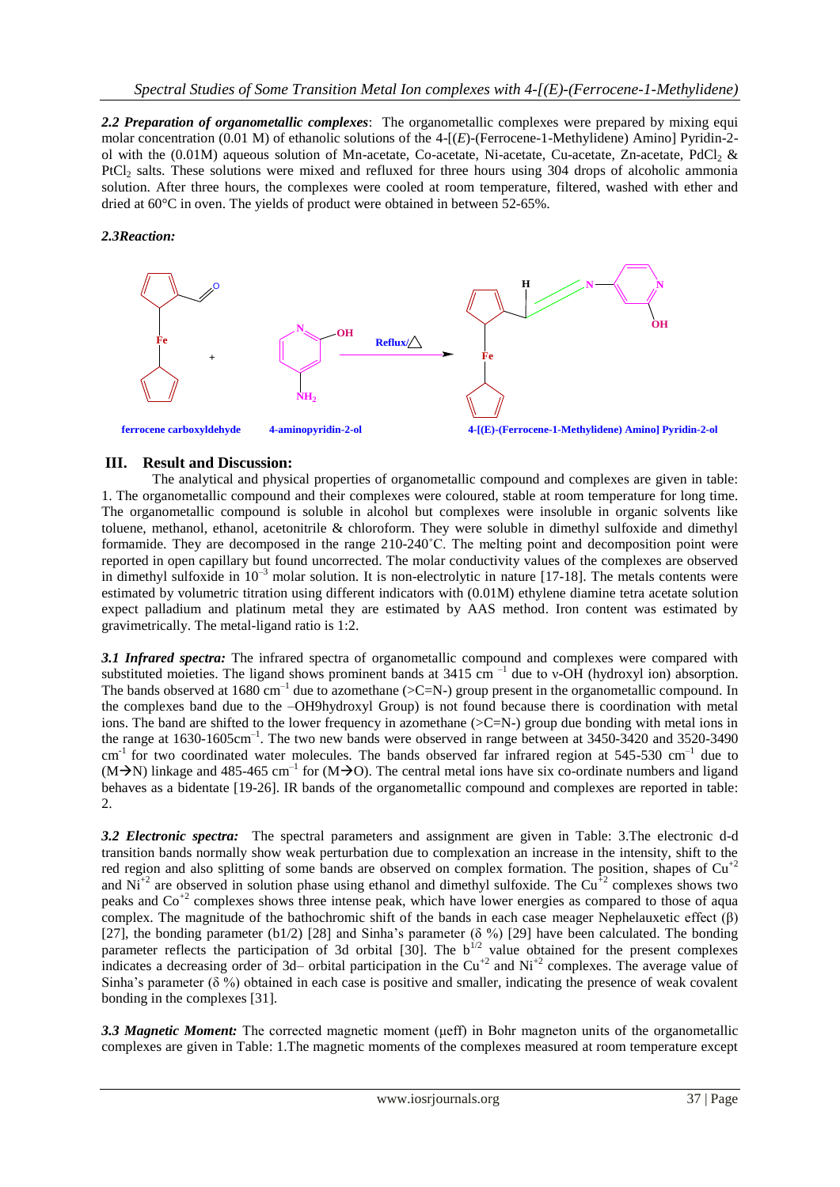***2.2 Preparation of organometallic complexes***: The organometallic complexes were prepared by mixing equi molar concentration (0.01 M) of ethanolic solutions of the 4-[(*E*)-(Ferrocene-1-Methylidene) Amino] Pyridin-2-ol with the (0.01M) aqueous solution of Mn-acetate, Co-acetate, Ni-acetate, Cu-acetate, Zn-acetate, $PdCl_2$ & $PtCl_2$ salts. These solutions were mixed and refluxed for three hours using 304 drops of alcoholic ammonia solution. After three hours, the complexes were cooled at room temperature, filtered, washed with ether and dried at 60°C in oven. The yields of product were obtained in between 52-65%.

***2.3Reaction:***

ferrocene carboxyldehyde + 4-aminopyridin-2-ol —Reflux/△→ 4-[(E)-(Ferrocene-1-Methylidene) Amino] Pyridin-2-ol

## III. Result and Discussion:

The analytical and physical properties of organometallic compound and complexes are given in table: 1. The organometallic compound and their complexes were coloured, stable at room temperature for long time. The organometallic compound is soluble in alcohol but complexes were insoluble in organic solvents like toluene, methanol, ethanol, acetonitrile & chloroform. They were soluble in dimethyl sulfoxide and dimethyl formamide. They are decomposed in the range 210-240˚C. The melting point and decomposition point were reported in open capillary but found uncorrected. The molar conductivity values of the complexes are observed in dimethyl sulfoxide in $10^{-3}$ molar solution. It is non-electrolytic in nature [17-18]. The metals contents were estimated by volumetric titration using different indicators with (0.01M) ethylene diamine tetra acetate solution expect palladium and platinum metal they are estimated by AAS method. Iron content was estimated by gravimetrically. The metal-ligand ratio is 1:2.

***3.1 Infrared spectra:*** The infrared spectra of organometallic compound and complexes were compared with substituted moieties. The ligand shows prominent bands at 3415 $cm^{-1}$ due to ν-OH (hydroxyl ion) absorption. The bands observed at 1680 $cm^{-1}$ due to azomethane (>C=N-) group present in the organometallic compound. In the complexes band due to the –OH9hydroxyl Group) is not found because there is coordination with metal ions. The band are shifted to the lower frequency in azomethane (>C=N-) group due bonding with metal ions in the range at 1630-1605$cm^{-1}$. The two new bands were observed in range between at 3450-3420 and 3520-3490 $cm^{-1}$ for two coordinated water molecules. The bands observed far infrared region at 545-530 $cm^{-1}$ due to (M→N) linkage and 485-465 $cm^{-1}$ for (M→O). The central metal ions have six co-ordinate numbers and ligand behaves as a bidentate [19-26]. IR bands of the organometallic compound and complexes are reported in table: 2.

***3.2 Electronic spectra:*** The spectral parameters and assignment are given in Table: 3.The electronic d-d transition bands normally show weak perturbation due to complexation an increase in the intensity, shift to the red region and also splitting of some bands are observed on complex formation. The position, shapes of $Cu^{+2}$ and $Ni^{+2}$ are observed in solution phase using ethanol and dimethyl sulfoxide. The $Cu^{+2}$ complexes shows two peaks and $Co^{+2}$ complexes shows three intense peak, which have lower energies as compared to those of aqua complex. The magnitude of the bathochromic shift of the bands in each case meager Nephelauxetic effect (β) [27], the bonding parameter (b1/2) [28] and Sinha's parameter (δ %) [29] have been calculated. The bonding parameter reflects the participation of 3d orbital [30]. The $b^{1/2}$ value obtained for the present complexes indicates a decreasing order of 3d– orbital participation in the $Cu^{+2}$ and $Ni^{+2}$ complexes. The average value of Sinha's parameter (δ %) obtained in each case is positive and smaller, indicating the presence of weak covalent bonding in the complexes [31].

***3.3 Magnetic Moment:*** The corrected magnetic moment (μeff) in Bohr magneton units of the organometallic complexes are given in Table: 1.The magnetic moments of the complexes measured at room temperature except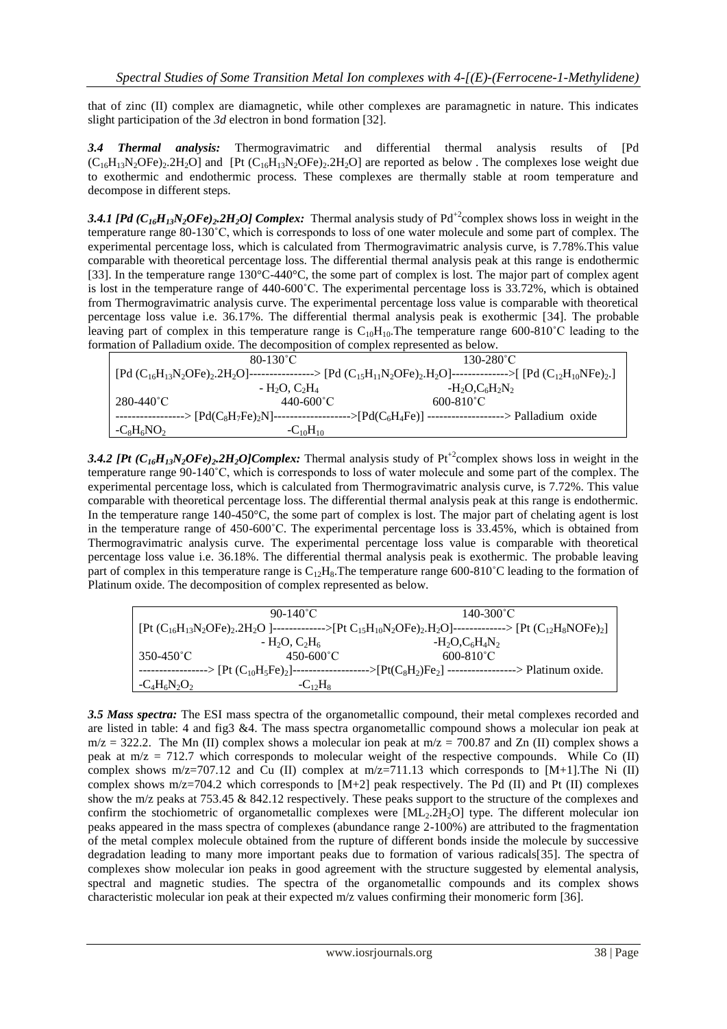that of zinc (II) complex are diamagnetic, while other complexes are paramagnetic in nature. This indicates slight participation of the *3d* electron in bond formation [32].

***3.4 Thermal analysis:*** Thermogravimatric and differential thermal analysis results of [Pd $(C_{16}H_{13}N_2OFe)_2.2H_2O$] and [Pt $(C_{16}H_{13}N_2OFe)_2.2H_2O$] are reported as below . The complexes lose weight due to exothermic and endothermic process. These complexes are thermally stable at room temperature and decompose in different steps.

***3.4.1 [Pd $(C_{16}H_{13}N_2OFe)_2.2H_2O$] Complex:*** Thermal analysis study of $Pd^{+2}$complex shows loss in weight in the temperature range 80-130˚C, which is corresponds to loss of one water molecule and some part of complex. The experimental percentage loss, which is calculated from Thermogravimatric analysis curve, is 7.78%.This value comparable with theoretical percentage loss. The differential thermal analysis peak at this range is endothermic [33]. In the temperature range 130°C-440°C, the some part of complex is lost. The major part of complex agent is lost in the temperature range of 440-600˚C. The experimental percentage loss is 33.72%, which is obtained from Thermogravimatric analysis curve. The experimental percentage loss value is comparable with theoretical percentage loss value i.e. 36.17%. The differential thermal analysis peak is exothermic [34]. The probable leaving part of complex in this temperature range is $C_{10}H_{10}$.The temperature range 600-810˚C leading to the formation of Palladium oxide. The decomposition of complex represented as below.

| | 80-130˚C | | 130-280˚C | |
|---|---|---|---|---|
| [Pd $(C_{16}H_{13}N_2OFe)_2.2H_2O$] | ----------------> | [Pd $(C_{15}H_{11}N_2OFe)_2.H_2O$] | --------------> | [ [Pd $(C_{12}H_{10}NFe)_2$.] |
| | - $H_2O$, $C_2H_4$ | | -$H_2O$,$C_6H_2N_2$ | |
| 280-440˚C | | 440-600˚C | | 600-810˚C |
| -----------------> [Pd$(C_8H_7Fe)_2$N] | -------------------> | [Pd$(C_6H_4Fe)$] | -------------------> | Palladium oxide |
| -$C_8H_6NO_2$ | | -$C_{10}H_{10}$ | | |

***3.4.2 [Pt $(C_{16}H_{13}N_2OFe)_2.2H_2O$]Complex:*** Thermal analysis study of $Pt^{+2}$complex shows loss in weight in the temperature range 90-140˚C, which is corresponds to loss of water molecule and some part of the complex. The experimental percentage loss, which is calculated from Thermogravimatric analysis curve, is 7.72%. This value comparable with theoretical percentage loss. The differential thermal analysis peak at this range is endothermic. In the temperature range 140-450°C, the some part of complex is lost. The major part of chelating agent is lost in the temperature range of 450-600˚C. The experimental percentage loss is 33.45%, which is obtained from Thermogravimatric analysis curve. The experimental percentage loss value is comparable with theoretical percentage loss value i.e. 36.18%. The differential thermal analysis peak is exothermic. The probable leaving part of complex in this temperature range is $C_{12}H_8$.The temperature range 600-810˚C leading to the formation of Platinum oxide. The decomposition of complex represented as below.

| | 90-140˚C | | 140-300˚C | |
|---|---|---|---|---|
| [Pt $(C_{16}H_{13}N_2OFe)_2.2H_2O$ ] | -------------> | [Pt $C_{15}H_{10}N_2OFe)_2.H_2O$] | -------------> | [Pt $(C_{12}H_8NOFe)_2$] |
| | - $H_2O$, $C_2H_6$ | | -$H_2O$,$C_6H_4N_2$ | |
| 350-450˚C | | 450-600˚C | | 600-810˚C |
| -----------------> [Pt $(C_{10}H_5Fe)_2$] | -------------------> | [Pt$(C_8H_2)Fe_2$] | -----------------> | Platinum oxide. |
| -$C_4H_6N_2O_2$ | | -$C_{12}H_8$ | | |

***3.5 Mass spectra:*** The ESI mass spectra of the organometallic compound, their metal complexes recorded and are listed in table: 4 and fig3 &4. The mass spectra organometallic compound shows a molecular ion peak at m/z = 322.2. The Mn (II) complex shows a molecular ion peak at m/z = 700.87 and Zn (II) complex shows a peak at m/z = 712.7 which corresponds to molecular weight of the respective compounds. While Co (II) complex shows m/z=707.12 and Cu (II) complex at m/z=711.13 which corresponds to [M+1].The Ni (II) complex shows m/z=704.2 which corresponds to [M+2] peak respectively. The Pd (II) and Pt (II) complexes show the m/z peaks at 753.45 & 842.12 respectively. These peaks support to the structure of the complexes and confirm the stochiometric of organometallic complexes were [$ML_2.2H_2O$] type. The different molecular ion peaks appeared in the mass spectra of complexes (abundance range 2-100%) are attributed to the fragmentation of the metal complex molecule obtained from the rupture of different bonds inside the molecule by successive degradation leading to many more important peaks due to formation of various radicals[35]. The spectra of complexes show molecular ion peaks in good agreement with the structure suggested by elemental analysis, spectral and magnetic studies. The spectra of the organometallic compounds and its complex shows characteristic molecular ion peak at their expected m/z values confirming their monomeric form [36].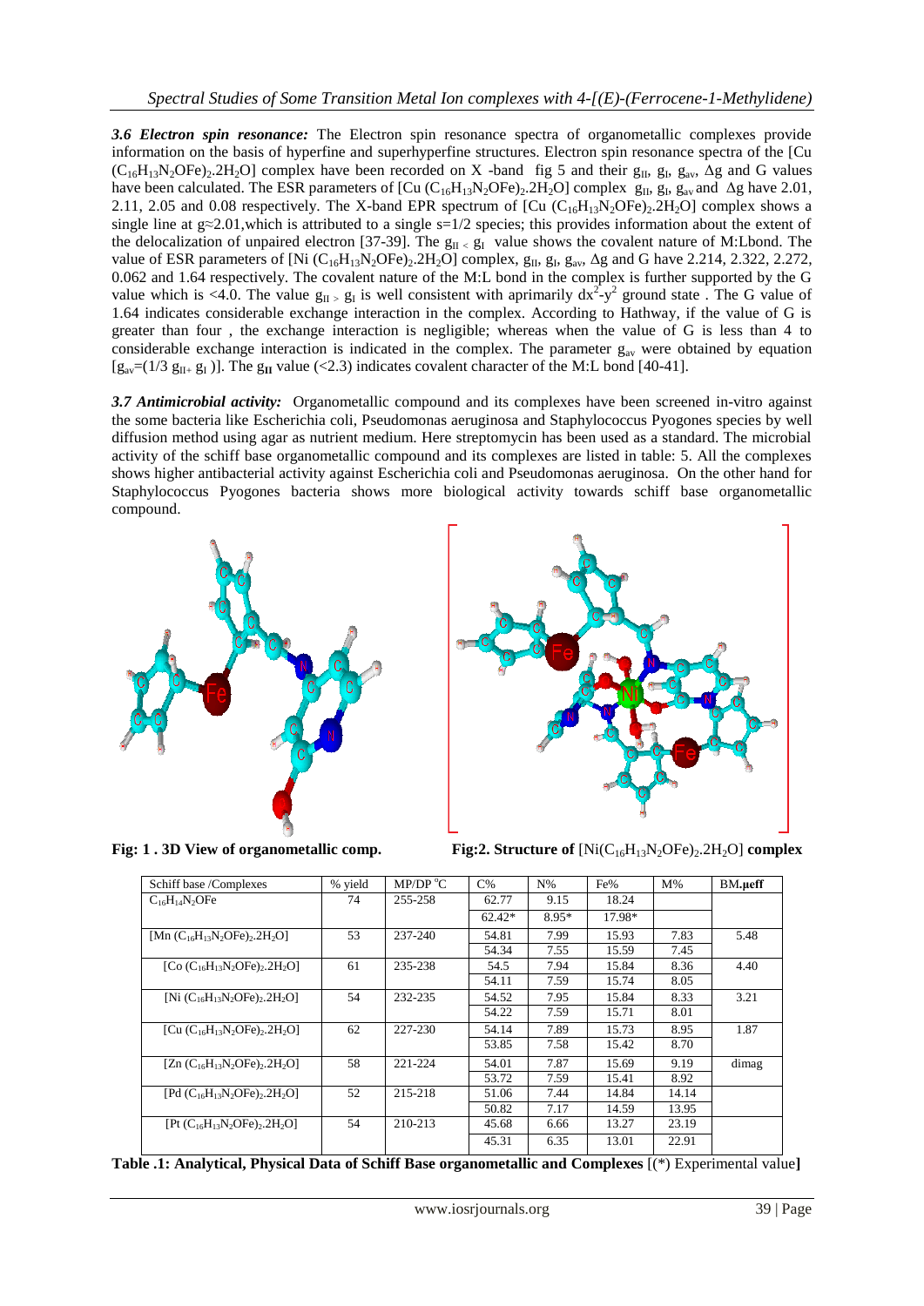***3.6 Electron spin resonance:*** The Electron spin resonance spectra of organometallic complexes provide information on the basis of hyperfine and superhyperfine structures. Electron spin resonance spectra of the [Cu $(C_{16}H_{13}N_2OFe)_2.2H_2O$] complex have been recorded on X -band fig 5 and their $g_{II}$, $g_I$, $g_{av}$, $\Delta g$ and G values have been calculated. The ESR parameters of [Cu $(C_{16}H_{13}N_2OFe)_2.2H_2O$] complex $g_{II}$, $g_I$, $g_{av}$ and $\Delta g$ have 2.01, 2.11, 2.05 and 0.08 respectively. The X-band EPR spectrum of [Cu $(C_{16}H_{13}N_2OFe)_2.2H_2O$] complex shows a single line at g≈2.01,which is attributed to a single s=1/2 species; this provides information about the extent of the delocalization of unpaired electron [37-39]. The $g_{II} < g_I$ value shows the covalent nature of M:Lbond. The value of ESR parameters of [Ni $(C_{16}H_{13}N_2OFe)_2.2H_2O$] complex, $g_{II}$, $g_I$, $g_{av}$, $\Delta g$ and G have 2.214, 2.322, 2.272, 0.062 and 1.64 respectively. The covalent nature of the M:L bond in the complex is further supported by the G value which is <4.0. The value $g_{II} > g_I$ is well consistent with aprimarily $dx^2$-$y^2$ ground state . The G value of 1.64 indicates considerable exchange interaction in the complex. According to Hathway, if the value of G is greater than four , the exchange interaction is negligible; whereas when the value of G is less than 4 to considerable exchange interaction is indicated in the complex. The parameter $g_{av}$ were obtained by equation [$g_{av}$=(1/3 $g_{II+}$ $g_I$ )]. The $g_{II}$ value (<2.3) indicates covalent character of the M:L bond [40-41].

***3.7 Antimicrobial activity:*** Organometallic compound and its complexes have been screened in-vitro against the some bacteria like Escherichia coli, Pseudomonas aeruginosa and Staphylococcus Pyogones species by well diffusion method using agar as nutrient medium. Here streptomycin has been used as a standard. The microbial activity of the schiff base organometallic compound and its complexes are listed in table: 5. All the complexes shows higher antibacterial activity against Escherichia coli and Pseudomonas aeruginosa. On the other hand for Staphylococcus Pyogones bacteria shows more biological activity towards schiff base organometallic compound.

**Fig: 1 . 3D View of organometallic comp.**

**Fig:2. Structure of** [Ni$(C_{16}H_{13}N_2OFe)_2.2H_2O$] **complex**

| Schiff base /Complexes | % yield | MP/DP °C | C% | N% | Fe% | M% | BM.μeff |
|---|---|---|---|---|---|---|---|
| $C_{16}H_{14}N_2OFe$ | 74 | 255-258 | 62.77 | 9.15 | 18.24 | | |
| | | | 62.42* | 8.95* | 17.98* | | |
| [Mn $(C_{16}H_{13}N_2OFe)_2.2H_2O$] | 53 | 237-240 | 54.81 | 7.99 | 15.93 | 7.83 | 5.48 |
| | | | 54.34 | 7.55 | 15.59 | 7.45 | |
| [Co $(C_{16}H_{13}N_2OFe)_2.2H_2O$] | 61 | 235-238 | 54.5 | 7.94 | 15.84 | 8.36 | 4.40 |
| | | | 54.11 | 7.59 | 15.74 | 8.05 | |
| [Ni $(C_{16}H_{13}N_2OFe)_2.2H_2O$] | 54 | 232-235 | 54.52 | 7.95 | 15.84 | 8.33 | 3.21 |
| | | | 54.22 | 7.59 | 15.71 | 8.01 | |
| [Cu $(C_{16}H_{13}N_2OFe)_2.2H_2O$] | 62 | 227-230 | 54.14 | 7.89 | 15.73 | 8.95 | 1.87 |
| | | | 53.85 | 7.58 | 15.42 | 8.70 | |
| [Zn $(C_{16}H_{13}N_2OFe)_2.2H_2O$] | 58 | 221-224 | 54.01 | 7.87 | 15.69 | 9.19 | dimag |
| | | | 53.72 | 7.59 | 15.41 | 8.92 | |
| [Pd $(C_{16}H_{13}N_2OFe)_2.2H_2O$] | 52 | 215-218 | 51.06 | 7.44 | 14.84 | 14.14 | |
| | | | 50.82 | 7.17 | 14.59 | 13.95 | |
| [Pt $(C_{16}H_{13}N_2OFe)_2.2H_2O$] | 54 | 210-213 | 45.68 | 6.66 | 13.27 | 23.19 | |
| | | | 45.31 | 6.35 | 13.01 | 22.91 | |

**Table .1: Analytical, Physical Data of Schiff Base organometallic and Complexes** [(*) Experimental value**]**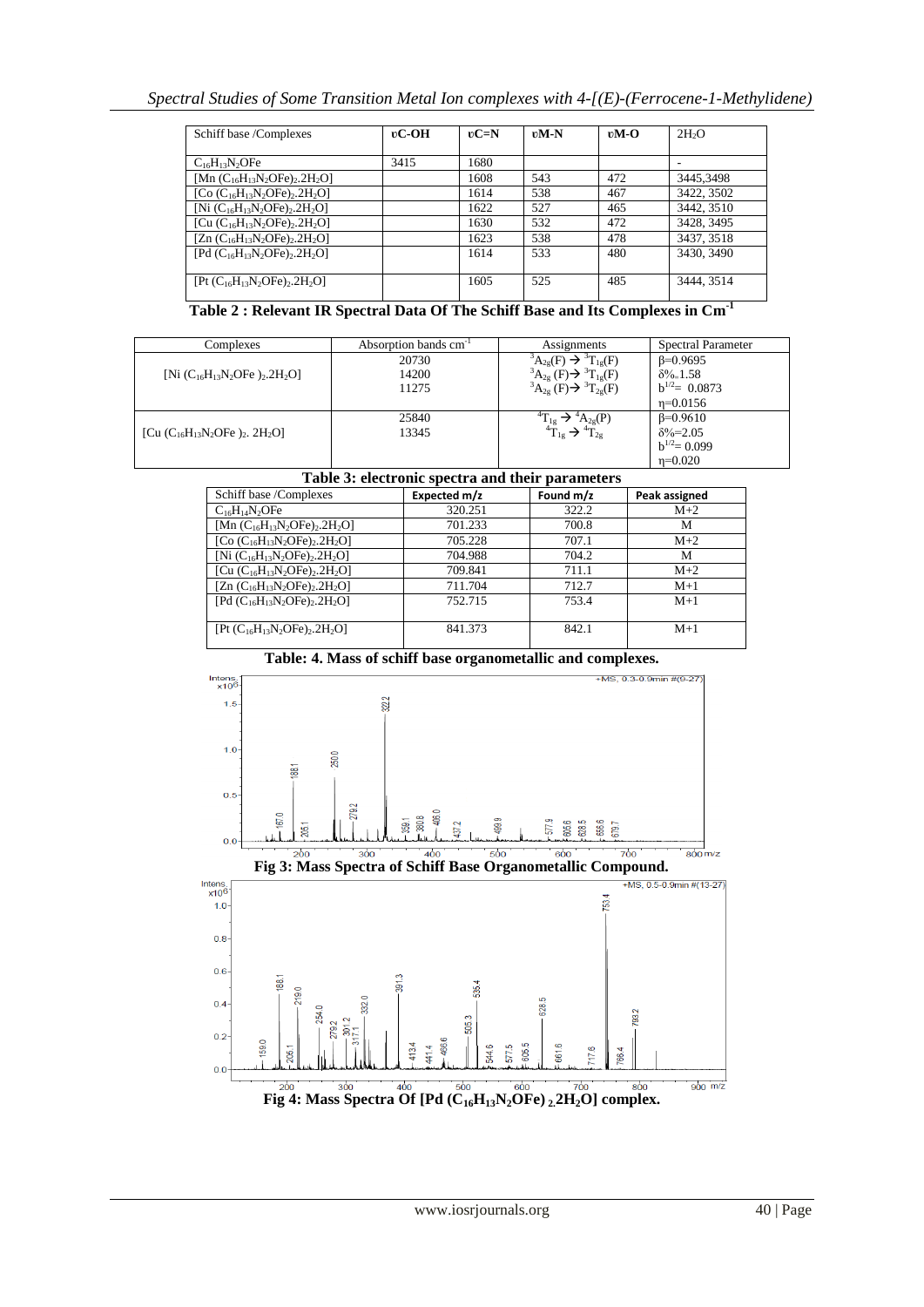| Schiff base /Complexes | υC-OH | υC=N | υM-N | υM-O | $2H_2O$ |
|---|---|---|---|---|---|
| $C_{16}H_{13}N_2OFe$ | 3415 | 1680 | | | - |
| [Mn $(C_{16}H_{13}N_2OFe)_2.2H_2O$] | | 1608 | 543 | 472 | 3445,3498 |
| [Co $(C_{16}H_{13}N_2OFe)_2.2H_2O$] | | 1614 | 538 | 467 | 3422, 3502 |
| [Ni $(C_{16}H_{13}N_2OFe)_2.2H_2O$] | | 1622 | 527 | 465 | 3442, 3510 |
| [Cu $(C_{16}H_{13}N_2OFe)_2.2H_2O$] | | 1630 | 532 | 472 | 3428, 3495 |
| [Zn $(C_{16}H_{13}N_2OFe)_2.2H_2O$] | | 1623 | 538 | 478 | 3437, 3518 |
| [Pd $(C_{16}H_{13}N_2OFe)_2.2H_2O$] | | 1614 | 533 | 480 | 3430, 3490 |
| [Pt $(C_{16}H_{13}N_2OFe)_2.2H_2O$] | | 1605 | 525 | 485 | 3444, 3514 |

**Table 2 : Relevant IR Spectral Data Of The Schiff Base and Its Complexes in $Cm^{-1}$**

| Complexes | Absorption bands $cm^{-1}$ | Assignments | Spectral Parameter |
|---|---|---|---|
| [Ni $(C_{16}H_{13}N_2OFe)_2.2H_2O$] | 20730<br>14200<br>11275 | ${}^3A_{2g}(F) \rightarrow {}^3T_{1g}(F)$<br>${}^3A_{2g}(F) \rightarrow {}^3T_{1g}(F)$<br>${}^3A_{2g}(F) \rightarrow {}^3T_{2g}(F)$ | β=0.9695<br>δ%=1.58<br>$b^{1/2}$= 0.0873<br>η=0.0156 |
| [Cu $(C_{16}H_{13}N_2OFe)_2.2H_2O$] | 25840<br>13345 | ${}^4T_{1g} \rightarrow {}^4A_{2g}(P)$<br>${}^4T_{1g} \rightarrow {}^4T_{2g}$ | β=0.9610<br>δ%=2.05<br>$b^{1/2}$= 0.099<br>η=0.020 |

**Table 3: electronic spectra and their parameters**

| Schiff base /Complexes | Expected m/z | Found m/z | Peak assigned |
|---|---|---|---|
| $C_{16}H_{14}N_2OFe$ | 320.251 | 322.2 | M+2 |
| [Mn $(C_{16}H_{13}N_2OFe)_2.2H_2O$] | 701.233 | 700.8 | M |
| [Co $(C_{16}H_{13}N_2OFe)_2.2H_2O$] | 705.228 | 707.1 | M+2 |
| [Ni $(C_{16}H_{13}N_2OFe)_2.2H_2O$] | 704.988 | 704.2 | M |
| [Cu $(C_{16}H_{13}N_2OFe)_2.2H_2O$] | 709.841 | 711.1 | M+2 |
| [Zn $(C_{16}H_{13}N_2OFe)_2.2H_2O$] | 711.704 | 712.7 | M+1 |
| [Pd $(C_{16}H_{13}N_2OFe)_2.2H_2O$] | 752.715 | 753.4 | M+1 |
| [Pt $(C_{16}H_{13}N_2OFe)_2.2H_2O$] | 841.373 | 842.1 | M+1 |

**Table: 4. Mass of schiff base organometallic and complexes.**

**Fig 3: Mass Spectra of Schiff Base Organometallic Compound.**

**Fig 4: Mass Spectra Of [Pd $(C_{16}H_{13}N_2OFe)_2.2H_2O$] complex.**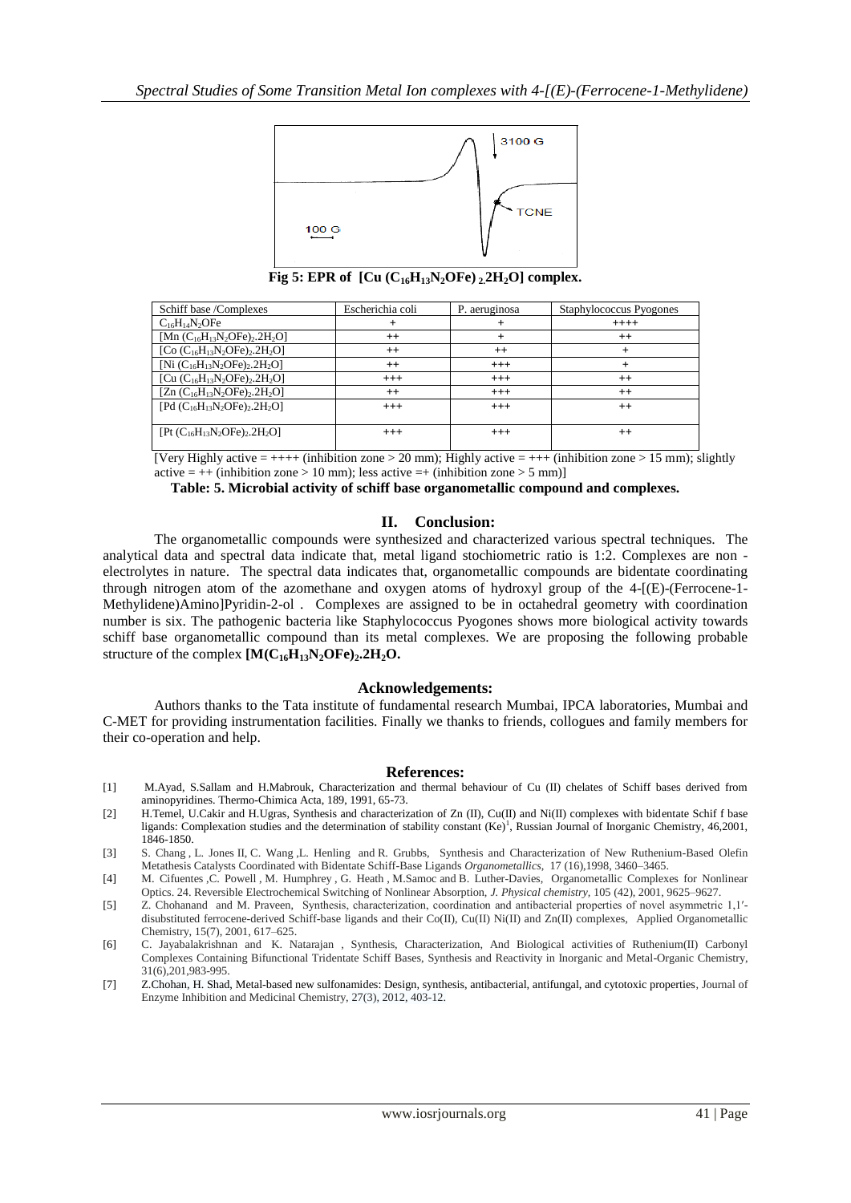Fig 5: EPR of $[Cu(C_{16}H_{13}N_2OFe)_2.2H_2O]$ complex.

| Schiff base /Complexes | Escherichia coli | P. aeruginosa | Staphylococcus Pyogones |
|---|---|---|---|
| $C_{16}H_{14}N_2OFe$ | + | + | ++++ |
| $[Mn(C_{16}H_{13}N_2OFe)_2.2H_2O]$ | ++ | + | ++ |
| $[Co(C_{16}H_{13}N_2OFe)_2.2H_2O]$ | ++ | ++ | + |
| $[Ni(C_{16}H_{13}N_2OFe)_2.2H_2O]$ | ++ | +++ | + |
| $[Cu(C_{16}H_{13}N_2OFe)_2.2H_2O]$ | +++ | +++ | ++ |
| $[Zn(C_{16}H_{13}N_2OFe)_2.2H_2O]$ | ++ | +++ | ++ |
| $[Pd(C_{16}H_{13}N_2OFe)_2.2H_2O]$ | +++ | +++ | ++ |
| $[Pt(C_{16}H_{13}N_2OFe)_2.2H_2O]$ | +++ | +++ | ++ |

[Very Highly active = ++++ (inhibition zone > 20 mm); Highly active = +++ (inhibition zone > 15 mm); slightly active = ++ (inhibition zone > 10 mm); less active =+ (inhibition zone > 5 mm)]

**Table: 5. Microbial activity of schiff base organometallic compound and complexes.**

## II. Conclusion:

The organometallic compounds were synthesized and characterized various spectral techniques. The analytical data and spectral data indicate that, metal ligand stochiometric ratio is 1:2. Complexes are non - electrolytes in nature. The spectral data indicates that, organometallic compounds are bidentate coordinating through nitrogen atom of the azomethane and oxygen atoms of hydroxyl group of the 4-[(E)-(Ferrocene-1-Methylidene)Amino]Pyridin-2-ol . Complexes are assigned to be in octahedral geometry with coordination number is six. The pathogenic bacteria like Staphylococcus Pyogones shows more biological activity towards schiff base organometallic compound than its metal complexes. We are proposing the following probable structure of the complex **$[M(C_{16}H_{13}N_2OFe)_2.2H_2O$.**

## Acknowledgements:

Authors thanks to the Tata institute of fundamental research Mumbai, IPCA laboratories, Mumbai and C-MET for providing instrumentation facilities. Finally we thanks to friends, collogues and family members for their co-operation and help.

## References:

[1] M.Ayad, S.Sallam and H.Mabrouk, Characterization and thermal behaviour of Cu (II) chelates of Schiff bases derived from aminopyridines. Thermo-Chimica Acta, 189, 1991, 65-73.

[2] H.Temel, U.Cakir and H.Ugras, Synthesis and characterization of Zn (II), Cu(II) and Ni(II) complexes with bidentate Schif f base ligands: Complexation studies and the determination of stability constant (Ke)[1], Russian Journal of Inorganic Chemistry, 46,2001, 1846-1850.

[3] S. Chang , L. Jones II, C. Wang ,L. Henling and R. Grubbs, Synthesis and Characterization of New Ruthenium-Based Olefin Metathesis Catalysts Coordinated with Bidentate Schiff-Base Ligands *Organometallics,* 17 (16),1998, 3460–3465.

[4] M. Cifuentes ,C. Powell , M. Humphrey , G. Heath , M.Samoc and B. Luther-Davies, Organometallic Complexes for Nonlinear Optics. 24. Reversible Electrochemical Switching of Nonlinear Absorption, *J. Physical chemistry,* 105 (42), 2001, 9625–9627.

[5] Z. Chohanand and M. Praveen, Synthesis, characterization, coordination and antibacterial properties of novel asymmetric 1,1′-disubstituted ferrocene-derived Schiff-base ligands and their Co(II), Cu(II) Ni(II) and Zn(II) complexes, Applied Organometallic Chemistry, 15(7), 2001, 617–625.

[6] C. Jayabalakrishnan and K. Natarajan , Synthesis, Characterization, And Biological activities of Ruthenium(II) Carbonyl Complexes Containing Bifunctional Tridentate Schiff Bases, Synthesis and Reactivity in Inorganic and Metal-Organic Chemistry, 31(6),201,983-995.

[7] Z.Chohan, H. Shad, Metal-based new sulfonamides: Design, synthesis, antibacterial, antifungal, and cytotoxic properties, Journal of Enzyme Inhibition and Medicinal Chemistry, 27(3), 2012, 403-12.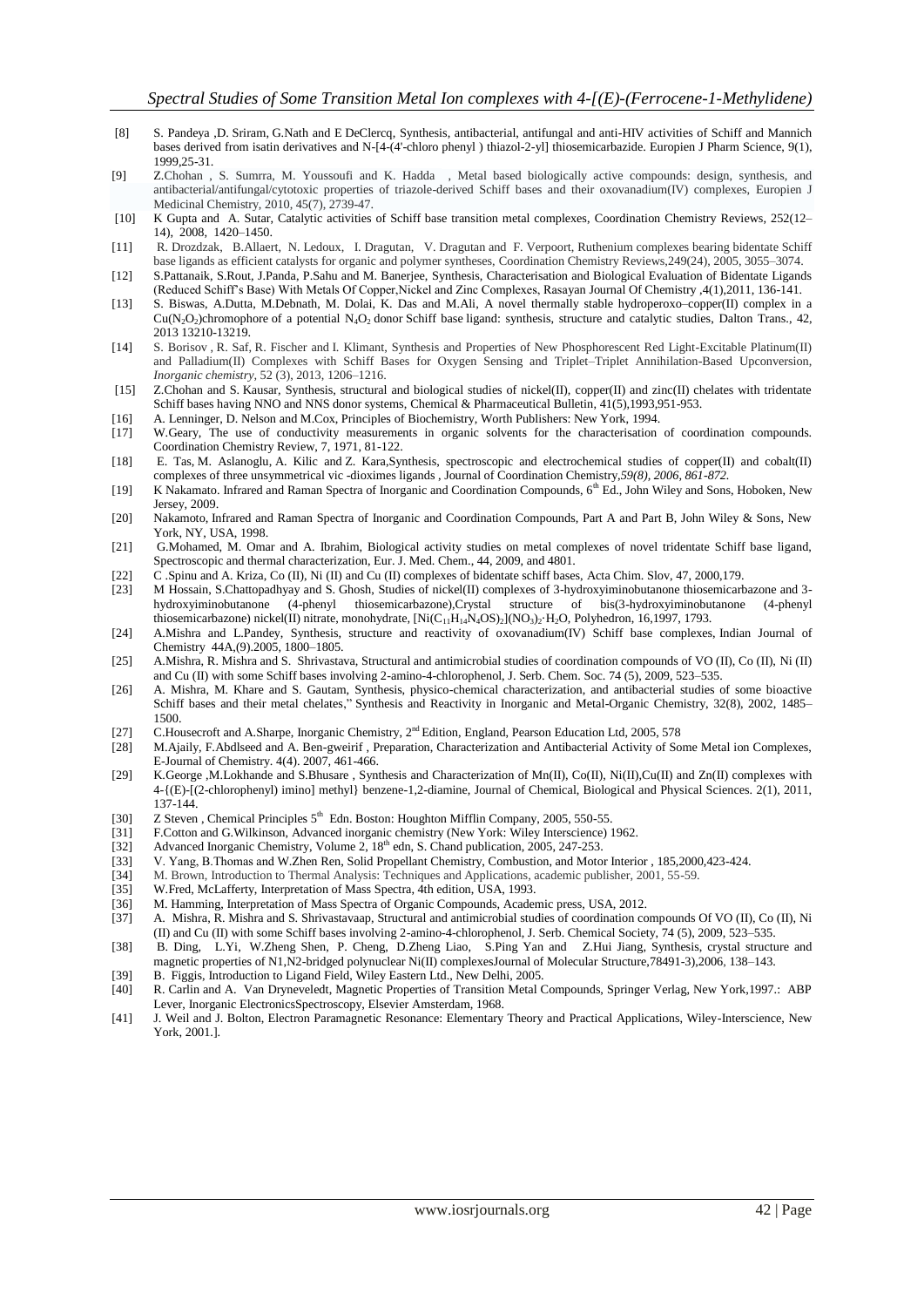[8] S. Pandeya ,D. Sriram, G.Nath and E DeClercq, Synthesis, antibacterial, antifungal and anti-HIV activities of Schiff and Mannich bases derived from isatin derivatives and N-[4-(4'-chloro phenyl ) thiazol-2-yl] thiosemicarbazide. Europien J Pharm Science, 9(1), 1999,25-31.

[9] Z.Chohan , S. Sumrra, M. Youssoufi and K. Hadda , Metal based biologically active compounds: design, synthesis, and antibacterial/antifungal/cytotoxic properties of triazole-derived Schiff bases and their oxovanadium(IV) complexes, Europien J Medicinal Chemistry, 2010, 45(7), 2739-47.

[10] K Gupta and A. Sutar, Catalytic activities of Schiff base transition metal complexes, Coordination Chemistry Reviews, 252(12–14), 2008, 1420–1450.

[11] R. Drozdzak, B.Allaert, N. Ledoux, I. Dragutan, V. Dragutan and F. Verpoort, Ruthenium complexes bearing bidentate Schiff base ligands as efficient catalysts for organic and polymer syntheses, Coordination Chemistry Reviews,249(24), 2005, 3055–3074.

[12] S.Pattanaik, S.Rout, J.Panda, P.Sahu and M. Banerjee, Synthesis, Characterisation and Biological Evaluation of Bidentate Ligands (Reduced Schiff's Base) With Metals Of Copper,Nickel and Zinc Complexes, Rasayan Journal Of Chemistry ,4(1),2011, 136-141.

[13] S. Biswas, A.Dutta, M.Debnath, M. Dolai, K. Das and M.Ali, A novel thermally stable hydroperoxo–copper(II) complex in a $Cu(N_2O_2)$chromophore of a potential $N_4O_2$ donor Schiff base ligand: synthesis, structure and catalytic studies, Dalton Trans., 42, 2013 13210-13219.

[14] S. Borisov , R. Saf, R. Fischer and I. Klimant, Synthesis and Properties of New Phosphorescent Red Light-Excitable Platinum(II) and Palladium(II) Complexes with Schiff Bases for Oxygen Sensing and Triplet–Triplet Annihilation-Based Upconversion, *Inorganic chemistry*, 52 (3), 2013, 1206–1216.

[15] Z.Chohan and S. Kausar, Synthesis, structural and biological studies of nickel(II), copper(II) and zinc(II) chelates with tridentate Schiff bases having NNO and NNS donor systems, Chemical & Pharmaceutical Bulletin, 41(5),1993,951-953.

[16] A. Lenninger, D. Nelson and M.Cox, Principles of Biochemistry, Worth Publishers: New York, 1994.

[17] W.Geary, The use of conductivity measurements in organic solvents for the characterisation of coordination compounds. Coordination Chemistry Review, 7, 1971, 81-122.

[18] E. Tas, M. Aslanoglu, A. Kilic and Z. Kara,Synthesis, spectroscopic and electrochemical studies of copper(II) and cobalt(II) complexes of three unsymmetrical vic -dioximes ligands , Journal of Coordination Chemistry,*59(8), 2006, 861-872.*

[19] K Nakamato. Infrared and Raman Spectra of Inorganic and Coordination Compounds, 6th Ed., John Wiley and Sons, Hoboken, New Jersey, 2009.

[20] Nakamoto, Infrared and Raman Spectra of Inorganic and Coordination Compounds, Part A and Part B, John Wiley & Sons, New York, NY, USA, 1998.

[21] G.Mohamed, M. Omar and A. Ibrahim, Biological activity studies on metal complexes of novel tridentate Schiff base ligand, Spectroscopic and thermal characterization, Eur. J. Med. Chem., 44, 2009, and 4801.

[22] C .Spinu and A. Kriza, Co (II), Ni (II) and Cu (II) complexes of bidentate schiff bases, Acta Chim. Slov, 47, 2000,179.

[23] M Hossain, S.Chattopadhyay and S. Ghosh, Studies of nickel(II) complexes of 3-hydroxyiminobutanone thiosemicarbazone and 3-hydroxyiminobutanone (4-phenyl thiosemicarbazone),Crystal structure of bis(3-hydroxyiminobutanone (4-phenyl thiosemicarbazone) nickel(II) nitrate, monohydrate, $[Ni(C_{11}H_{14}N_4OS)_2](NO_3)_2{\cdot}H_2O$, Polyhedron, 16,1997, 1793.

[24] A.Mishra and L.Pandey, Synthesis, structure and reactivity of oxovanadium(IV) Schiff base complexes, Indian Journal of Chemistry 44A,(9).2005, 1800–1805.

[25] A.Mishra, R. Mishra and S. Shrivastava, Structural and antimicrobial studies of coordination compounds of VO (II), Co (II), Ni (II) and Cu (II) with some Schiff bases involving 2-amino-4-chlorophenol, J. Serb. Chem. Soc. 74 (5), 2009, 523–535.

[26] A. Mishra, M. Khare and S. Gautam, Synthesis, physico-chemical characterization, and antibacterial studies of some bioactive Schiff bases and their metal chelates," Synthesis and Reactivity in Inorganic and Metal-Organic Chemistry, 32(8), 2002, 1485–1500.

[27] C.Housecroft and A.Sharpe, Inorganic Chemistry, 2nd Edition, England, Pearson Education Ltd, 2005, 578

[28] M.Ajaily, F.Abdlseed and A. Ben-gweirif , Preparation, Characterization and Antibacterial Activity of Some Metal ion Complexes, E-Journal of Chemistry. 4(4). 2007, 461-466.

[29] K.George ,M.Lokhande and S.Bhusare , Synthesis and Characterization of Mn(II), Co(II), Ni(II),Cu(II) and Zn(II) complexes with 4-{(E)-[(2-chlorophenyl) imino] methyl} benzene-1,2-diamine, Journal of Chemical, Biological and Physical Sciences. 2(1), 2011, 137-144.

[30] Z Steven , Chemical Principles 5th Edn. Boston: Houghton Mifflin Company, 2005, 550-55.

[31] F.Cotton and G.Wilkinson, Advanced inorganic chemistry (New York: Wiley Interscience) 1962.

[32] Advanced Inorganic Chemistry, Volume 2, 18th edn, S. Chand publication, 2005, 247-253.

[33] V. Yang, B.Thomas and W.Zhen Ren, Solid Propellant Chemistry, Combustion, and Motor Interior , 185,2000,423-424.

[34] M. Brown, Introduction to Thermal Analysis: Techniques and Applications, academic publisher, 2001, 55-59.

[35] W.Fred, McLafferty, Interpretation of Mass Spectra, 4th edition, USA, 1993.

[36] M. Hamming, Interpretation of Mass Spectra of Organic Compounds, Academic press, USA, 2012.

[37] A. Mishra, R. Mishra and S. Shrivastavaap, Structural and antimicrobial studies of coordination compounds Of VO (II), Co (II), Ni (II) and Cu (II) with some Schiff bases involving 2-amino-4-chlorophenol, J. Serb. Chemical Society, 74 (5), 2009, 523–535.

[38] B. Ding, L.Yi, W.Zheng Shen, P. Cheng, D.Zheng Liao, S.Ping Yan and Z.Hui Jiang, Synthesis, crystal structure and magnetic properties of N1,N2-bridged polynuclear Ni(II) complexesJournal of Molecular Structure,78491-3),2006, 138–143.

[39] B. Figgis, Introduction to Ligand Field, Wiley Eastern Ltd., New Delhi, 2005.

[40] R. Carlin and A. Van Dryneveledt, Magnetic Properties of Transition Metal Compounds, Springer Verlag, New York,1997.: ABP Lever, Inorganic ElectronicsSpectroscopy, Elsevier Amsterdam, 1968.

[41] J. Weil and J. Bolton, Electron Paramagnetic Resonance: Elementary Theory and Practical Applications, Wiley-Interscience, New York, 2001.].